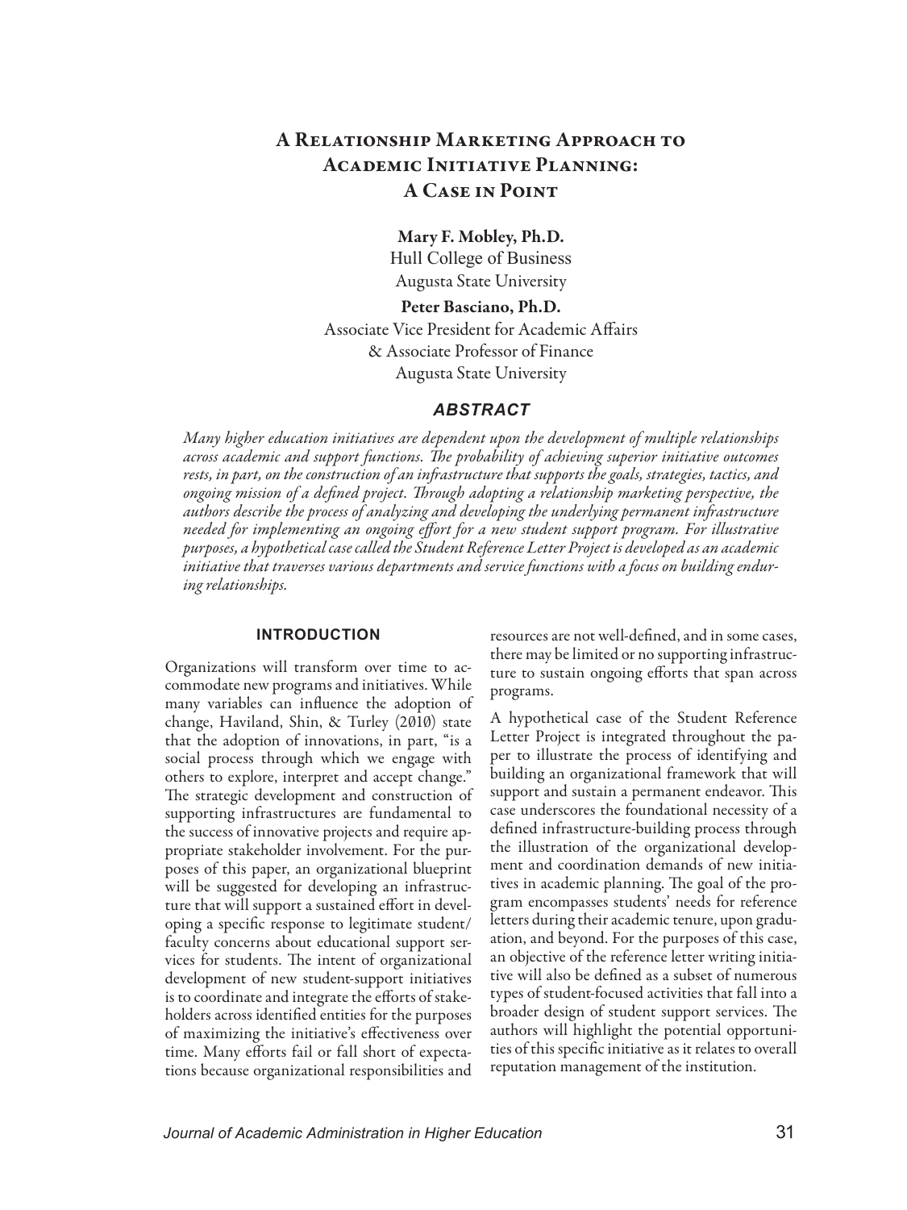# A Relationship Marketing Approach to Academic Initiative Planning: A Case in Point

**Mary F. Mobley, Ph.D.**
Hull College of Business
Augusta State University

**Peter Basciano, Ph.D.**
Associate Vice President for Academic Affairs
& Associate Professor of Finance
Augusta State University

## ABSTRACT

*Many higher education initiatives are dependent upon the development of multiple relationships across academic and support functions. The probability of achieving superior initiative outcomes rests, in part, on the construction of an infrastructure that supports the goals, strategies, tactics, and ongoing mission of a defined project. Through adopting a relationship marketing perspective, the authors describe the process of analyzing and developing the underlying permanent infrastructure needed for implementing an ongoing effort for a new student support program. For illustrative purposes, a hypothetical case called the Student Reference Letter Project is developed as an academic initiative that traverses various departments and service functions with a focus on building enduring relationships.*

## INTRODUCTION

Organizations will transform over time to accommodate new programs and initiatives. While many variables can influence the adoption of change, Haviland, Shin, & Turley (2010) state that the adoption of innovations, in part, "is a social process through which we engage with others to explore, interpret and accept change." The strategic development and construction of supporting infrastructures are fundamental to the success of innovative projects and require appropriate stakeholder involvement. For the purposes of this paper, an organizational blueprint will be suggested for developing an infrastructure that will support a sustained effort in developing a specific response to legitimate student/faculty concerns about educational support services for students. The intent of organizational development of new student-support initiatives is to coordinate and integrate the efforts of stakeholders across identified entities for the purposes of maximizing the initiative's effectiveness over time. Many efforts fail or fall short of expectations because organizational responsibilities and resources are not well-defined, and in some cases, there may be limited or no supporting infrastructure to sustain ongoing efforts that span across programs.

A hypothetical case of the Student Reference Letter Project is integrated throughout the paper to illustrate the process of identifying and building an organizational framework that will support and sustain a permanent endeavor. This case underscores the foundational necessity of a defined infrastructure-building process through the illustration of the organizational development and coordination demands of new initiatives in academic planning. The goal of the program encompasses students' needs for reference letters during their academic tenure, upon graduation, and beyond. For the purposes of this case, an objective of the reference letter writing initiative will also be defined as a subset of numerous types of student-focused activities that fall into a broader design of student support services. The authors will highlight the potential opportunities of this specific initiative as it relates to overall reputation management of the institution.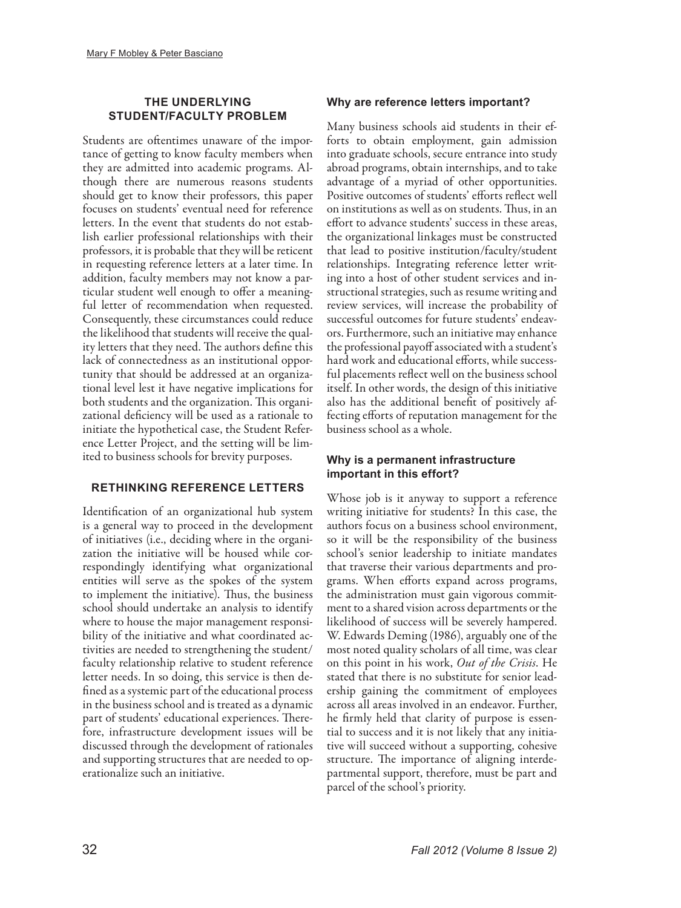## THE UNDERLYING STUDENT/FACULTY PROBLEM

Students are oftentimes unaware of the importance of getting to know faculty members when they are admitted into academic programs. Although there are numerous reasons students should get to know their professors, this paper focuses on students' eventual need for reference letters. In the event that students do not establish earlier professional relationships with their professors, it is probable that they will be reticent in requesting reference letters at a later time. In addition, faculty members may not know a particular student well enough to offer a meaningful letter of recommendation when requested. Consequently, these circumstances could reduce the likelihood that students will receive the quality letters that they need. The authors define this lack of connectedness as an institutional opportunity that should be addressed at an organizational level lest it have negative implications for both students and the organization. This organizational deficiency will be used as a rationale to initiate the hypothetical case, the Student Reference Letter Project, and the setting will be limited to business schools for brevity purposes.

## RETHINKING REFERENCE LETTERS

Identification of an organizational hub system is a general way to proceed in the development of initiatives (i.e., deciding where in the organization the initiative will be housed while correspondingly identifying what organizational entities will serve as the spokes of the system to implement the initiative). Thus, the business school should undertake an analysis to identify where to house the major management responsibility of the initiative and what coordinated activities are needed to strengthening the student/faculty relationship relative to student reference letter needs. In so doing, this service is then defined as a systemic part of the educational process in the business school and is treated as a dynamic part of students' educational experiences. Therefore, infrastructure development issues will be discussed through the development of rationales and supporting structures that are needed to operationalize such an initiative.

### Why are reference letters important?

Many business schools aid students in their efforts to obtain employment, gain admission into graduate schools, secure entrance into study abroad programs, obtain internships, and to take advantage of a myriad of other opportunities. Positive outcomes of students' efforts reflect well on institutions as well as on students. Thus, in an effort to advance students' success in these areas, the organizational linkages must be constructed that lead to positive institution/faculty/student relationships. Integrating reference letter writing into a host of other student services and instructional strategies, such as resume writing and review services, will increase the probability of successful outcomes for future students' endeavors. Furthermore, such an initiative may enhance the professional payoff associated with a student's hard work and educational efforts, while successful placements reflect well on the business school itself. In other words, the design of this initiative also has the additional benefit of positively affecting efforts of reputation management for the business school as a whole.

### Why is a permanent infrastructure important in this effort?

Whose job is it anyway to support a reference writing initiative for students? In this case, the authors focus on a business school environment, so it will be the responsibility of the business school's senior leadership to initiate mandates that traverse their various departments and programs. When efforts expand across programs, the administration must gain vigorous commitment to a shared vision across departments or the likelihood of success will be severely hampered. W. Edwards Deming (1986), arguably one of the most noted quality scholars of all time, was clear on this point in his work, *Out of the Crisis*. He stated that there is no substitute for senior leadership gaining the commitment of employees across all areas involved in an endeavor. Further, he firmly held that clarity of purpose is essential to success and it is not likely that any initiative will succeed without a supporting, cohesive structure. The importance of aligning interdepartmental support, therefore, must be part and parcel of the school's priority.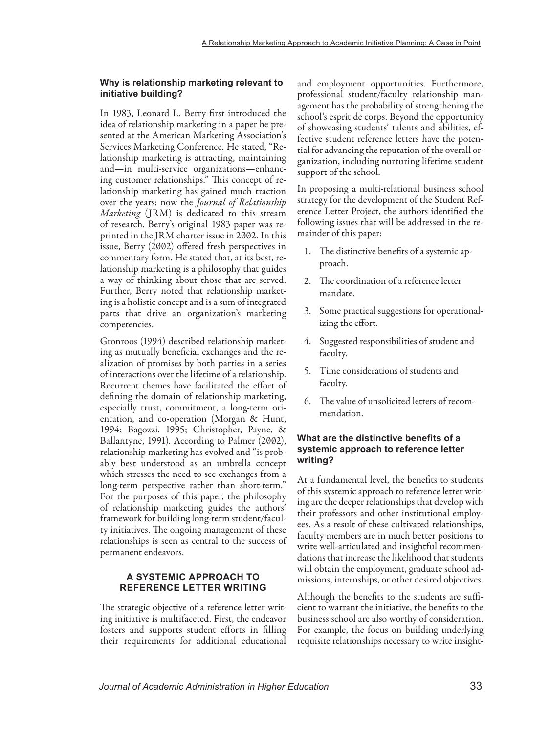### Why is relationship marketing relevant to initiative building?

In 1983, Leonard L. Berry first introduced the idea of relationship marketing in a paper he presented at the American Marketing Association's Services Marketing Conference. He stated, "Relationship marketing is attracting, maintaining and—in multi-service organizations—enhancing customer relationships." This concept of relationship marketing has gained much traction over the years; now the *Journal of Relationship Marketing* (JRM) is dedicated to this stream of research. Berry's original 1983 paper was reprinted in the JRM charter issue in 2002. In this issue, Berry (2002) offered fresh perspectives in commentary form. He stated that, at its best, relationship marketing is a philosophy that guides a way of thinking about those that are served. Further, Berry noted that relationship marketing is a holistic concept and is a sum of integrated parts that drive an organization's marketing competencies.

Gronroos (1994) described relationship marketing as mutually beneficial exchanges and the realization of promises by both parties in a series of interactions over the lifetime of a relationship. Recurrent themes have facilitated the effort of defining the domain of relationship marketing, especially trust, commitment, a long-term orientation, and co-operation (Morgan & Hunt, 1994; Bagozzi, 1995; Christopher, Payne, & Ballantyne, 1991). According to Palmer (2002), relationship marketing has evolved and "is probably best understood as an umbrella concept which stresses the need to see exchanges from a long-term perspective rather than short-term." For the purposes of this paper, the philosophy of relationship marketing guides the authors' framework for building long-term student/faculty initiatives. The ongoing management of these relationships is seen as central to the success of permanent endeavors.

## A SYSTEMIC APPROACH TO REFERENCE LETTER WRITING

The strategic objective of a reference letter writing initiative is multifaceted. First, the endeavor fosters and supports student efforts in filling their requirements for additional educational and employment opportunities. Furthermore, professional student/faculty relationship management has the probability of strengthening the school's esprit de corps. Beyond the opportunity of showcasing students' talents and abilities, effective student reference letters have the potential for advancing the reputation of the overall organization, including nurturing lifetime student support of the school.

In proposing a multi-relational business school strategy for the development of the Student Reference Letter Project, the authors identified the following issues that will be addressed in the remainder of this paper:

1. The distinctive benefits of a systemic approach.
2. The coordination of a reference letter mandate.
3. Some practical suggestions for operationalizing the effort.
4. Suggested responsibilities of student and faculty.
5. Time considerations of students and faculty.
6. The value of unsolicited letters of recommendation.

### What are the distinctive benefits of a systemic approach to reference letter writing?

At a fundamental level, the benefits to students of this systemic approach to reference letter writing are the deeper relationships that develop with their professors and other institutional employees. As a result of these cultivated relationships, faculty members are in much better positions to write well-articulated and insightful recommendations that increase the likelihood that students will obtain the employment, graduate school admissions, internships, or other desired objectives.

Although the benefits to the students are sufficient to warrant the initiative, the benefits to the business school are also worthy of consideration. For example, the focus on building underlying requisite relationships necessary to write insight-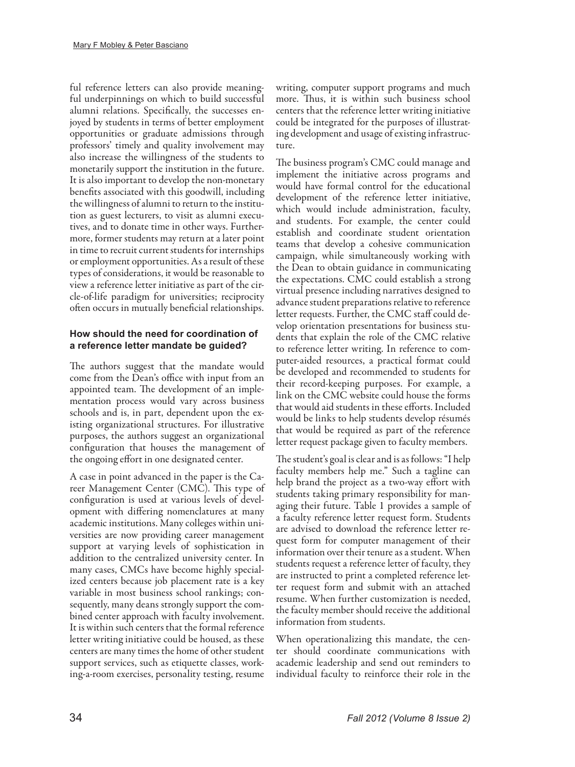ful reference letters can also provide meaningful underpinnings on which to build successful alumni relations. Specifically, the successes enjoyed by students in terms of better employment opportunities or graduate admissions through professors' timely and quality involvement may also increase the willingness of the students to monetarily support the institution in the future. It is also important to develop the non-monetary benefits associated with this goodwill, including the willingness of alumni to return to the institution as guest lecturers, to visit as alumni executives, and to donate time in other ways. Furthermore, former students may return at a later point in time to recruit current students for internships or employment opportunities. As a result of these types of considerations, it would be reasonable to view a reference letter initiative as part of the circle-of-life paradigm for universities; reciprocity often occurs in mutually beneficial relationships.

### How should the need for coordination of a reference letter mandate be guided?

The authors suggest that the mandate would come from the Dean's office with input from an appointed team. The development of an implementation process would vary across business schools and is, in part, dependent upon the existing organizational structures. For illustrative purposes, the authors suggest an organizational configuration that houses the management of the ongoing effort in one designated center.

A case in point advanced in the paper is the Career Management Center (CMC). This type of configuration is used at various levels of development with differing nomenclatures at many academic institutions. Many colleges within universities are now providing career management support at varying levels of sophistication in addition to the centralized university center. In many cases, CMCs have become highly specialized centers because job placement rate is a key variable in most business school rankings; consequently, many deans strongly support the combined center approach with faculty involvement. It is within such centers that the formal reference letter writing initiative could be housed, as these centers are many times the home of other student support services, such as etiquette classes, working-a-room exercises, personality testing, resume writing, computer support programs and much more. Thus, it is within such business school centers that the reference letter writing initiative could be integrated for the purposes of illustrating development and usage of existing infrastructure.

The business program's CMC could manage and implement the initiative across programs and would have formal control for the educational development of the reference letter initiative, which would include administration, faculty, and students. For example, the center could establish and coordinate student orientation teams that develop a cohesive communication campaign, while simultaneously working with the Dean to obtain guidance in communicating the expectations. CMC could establish a strong virtual presence including narratives designed to advance student preparations relative to reference letter requests. Further, the CMC staff could develop orientation presentations for business students that explain the role of the CMC relative to reference letter writing. In reference to computer-aided resources, a practical format could be developed and recommended to students for their record-keeping purposes. For example, a link on the CMC website could house the forms that would aid students in these efforts. Included would be links to help students develop résumés that would be required as part of the reference letter request package given to faculty members.

The student's goal is clear and is as follows: "I help faculty members help me." Such a tagline can help brand the project as a two-way effort with students taking primary responsibility for managing their future. Table 1 provides a sample of a faculty reference letter request form. Students are advised to download the reference letter request form for computer management of their information over their tenure as a student. When students request a reference letter of faculty, they are instructed to print a completed reference letter request form and submit with an attached resume. When further customization is needed, the faculty member should receive the additional information from students.

When operationalizing this mandate, the center should coordinate communications with academic leadership and send out reminders to individual faculty to reinforce their role in the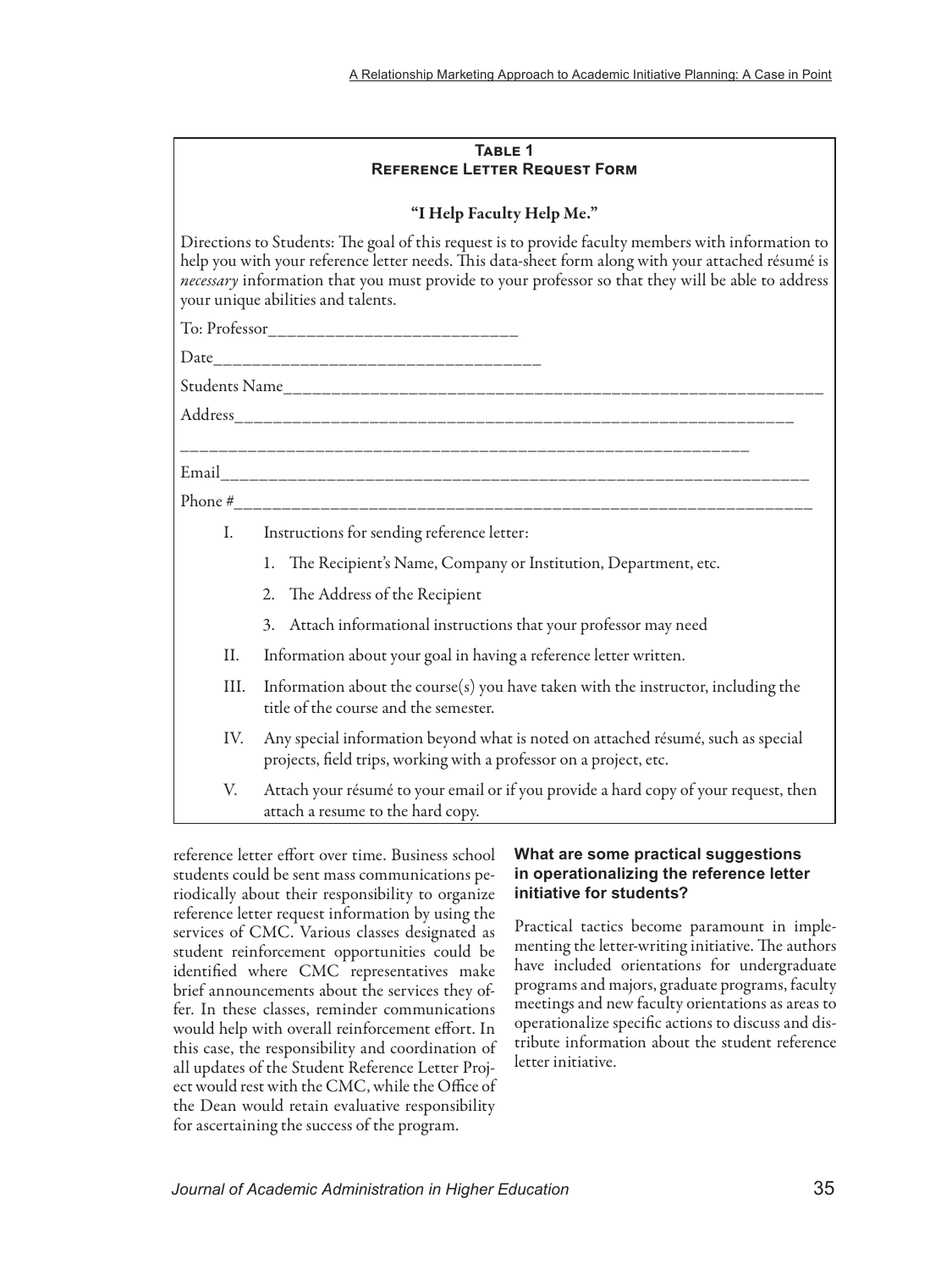**Table 1**
**Reference Letter Request Form**

**"I Help Faculty Help Me."**

Directions to Students: The goal of this request is to provide faculty members with information to help you with your reference letter needs. This data-sheet form along with your attached résumé is *necessary* information that you must provide to your professor so that they will be able to address your unique abilities and talents.

To: Professor__________________________

Date__________________________________

Students Name___________________________________________________________

Address_______________________________________________________________

______________________________________________________________

Email_________________________________________________________________

Phone #_______________________________________________________________

I. Instructions for sending reference letter:

   1. The Recipient's Name, Company or Institution, Department, etc.

   2. The Address of the Recipient

   3. Attach informational instructions that your professor may need

II. Information about your goal in having a reference letter written.

III. Information about the course(s) you have taken with the instructor, including the title of the course and the semester.

IV. Any special information beyond what is noted on attached résumé, such as special projects, field trips, working with a professor on a project, etc.

V. Attach your résumé to your email or if you provide a hard copy of your request, then attach a resume to the hard copy.

reference letter effort over time. Business school students could be sent mass communications periodically about their responsibility to organize reference letter request information by using the services of CMC. Various classes designated as student reinforcement opportunities could be identified where CMC representatives make brief announcements about the services they offer. In these classes, reminder communications would help with overall reinforcement effort. In this case, the responsibility and coordination of all updates of the Student Reference Letter Project would rest with the CMC, while the Office of the Dean would retain evaluative responsibility for ascertaining the success of the program.

### What are some practical suggestions in operationalizing the reference letter initiative for students?

Practical tactics become paramount in implementing the letter-writing initiative. The authors have included orientations for undergraduate programs and majors, graduate programs, faculty meetings and new faculty orientations as areas to operationalize specific actions to discuss and distribute information about the student reference letter initiative.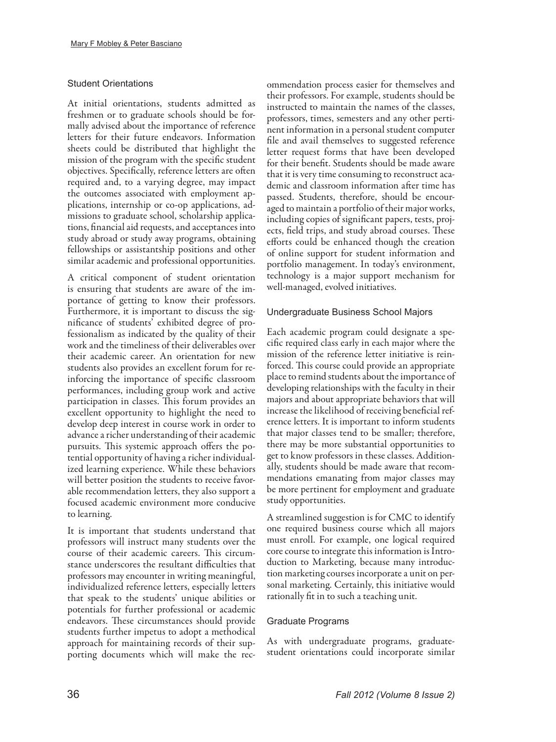### Student Orientations

At initial orientations, students admitted as freshmen or to graduate schools should be formally advised about the importance of reference letters for their future endeavors. Information sheets could be distributed that highlight the mission of the program with the specific student objectives. Specifically, reference letters are often required and, to a varying degree, may impact the outcomes associated with employment applications, internship or co-op applications, admissions to graduate school, scholarship applications, financial aid requests, and acceptances into study abroad or study away programs, obtaining fellowships or assistantship positions and other similar academic and professional opportunities.

A critical component of student orientation is ensuring that students are aware of the importance of getting to know their professors. Furthermore, it is important to discuss the significance of students' exhibited degree of professionalism as indicated by the quality of their work and the timeliness of their deliverables over their academic career. An orientation for new students also provides an excellent forum for reinforcing the importance of specific classroom performances, including group work and active participation in classes. This forum provides an excellent opportunity to highlight the need to develop deep interest in course work in order to advance a richer understanding of their academic pursuits. This systemic approach offers the potential opportunity of having a richer individualized learning experience. While these behaviors will better position the students to receive favorable recommendation letters, they also support a focused academic environment more conducive to learning.

It is important that students understand that professors will instruct many students over the course of their academic careers. This circumstance underscores the resultant difficulties that professors may encounter in writing meaningful, individualized reference letters, especially letters that speak to the students' unique abilities or potentials for further professional or academic endeavors. These circumstances should provide students further impetus to adopt a methodical approach for maintaining records of their supporting documents which will make the recommendation process easier for themselves and their professors. For example, students should be instructed to maintain the names of the classes, professors, times, semesters and any other pertinent information in a personal student computer file and avail themselves to suggested reference letter request forms that have been developed for their benefit. Students should be made aware that it is very time consuming to reconstruct academic and classroom information after time has passed. Students, therefore, should be encouraged to maintain a portfolio of their major works, including copies of significant papers, tests, projects, field trips, and study abroad courses. These efforts could be enhanced though the creation of online support for student information and portfolio management. In today's environment, technology is a major support mechanism for well-managed, evolved initiatives.

### Undergraduate Business School Majors

Each academic program could designate a specific required class early in each major where the mission of the reference letter initiative is reinforced. This course could provide an appropriate place to remind students about the importance of developing relationships with the faculty in their majors and about appropriate behaviors that will increase the likelihood of receiving beneficial reference letters. It is important to inform students that major classes tend to be smaller; therefore, there may be more substantial opportunities to get to know professors in these classes. Additionally, students should be made aware that recommendations emanating from major classes may be more pertinent for employment and graduate study opportunities.

A streamlined suggestion is for CMC to identify one required business course which all majors must enroll. For example, one logical required core course to integrate this information is Introduction to Marketing, because many introduction marketing courses incorporate a unit on personal marketing. Certainly, this initiative would rationally fit in to such a teaching unit.

### Graduate Programs

As with undergraduate programs, graduate-student orientations could incorporate similar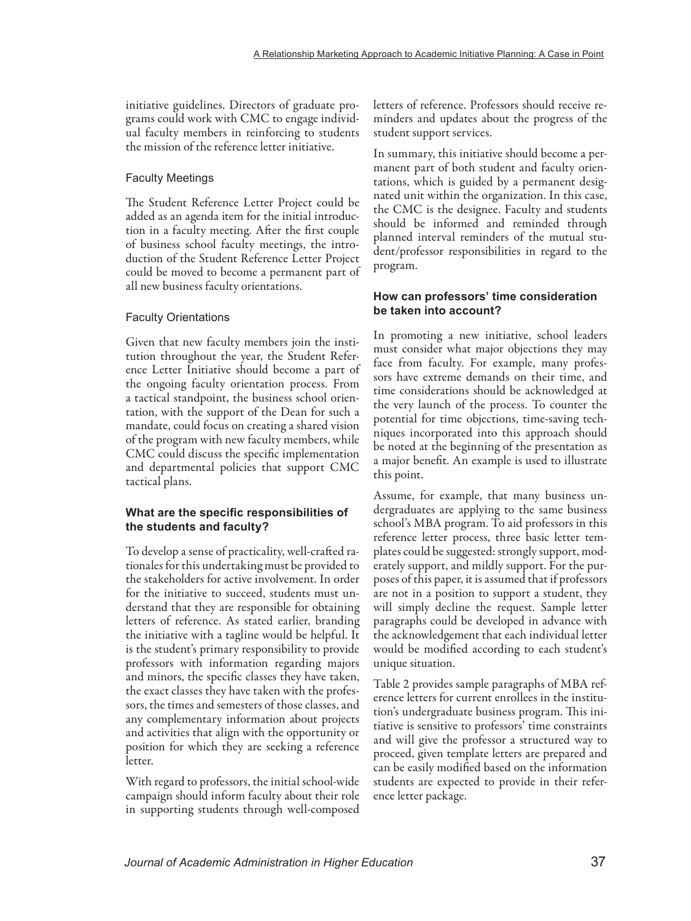initiative guidelines. Directors of graduate programs could work with CMC to engage individual faculty members in reinforcing to students the mission of the reference letter initiative.

### Faculty Meetings

The Student Reference Letter Project could be added as an agenda item for the initial introduction in a faculty meeting. After the first couple of business school faculty meetings, the introduction of the Student Reference Letter Project could be moved to become a permanent part of all new business faculty orientations.

### Faculty Orientations

Given that new faculty members join the institution throughout the year, the Student Reference Letter Initiative should become a part of the ongoing faculty orientation process. From a tactical standpoint, the business school orientation, with the support of the Dean for such a mandate, could focus on creating a shared vision of the program with new faculty members, while CMC could discuss the specific implementation and departmental policies that support CMC tactical plans.

### What are the specific responsibilities of the students and faculty?

To develop a sense of practicality, well-crafted rationales for this undertaking must be provided to the stakeholders for active involvement. In order for the initiative to succeed, students must understand that they are responsible for obtaining letters of reference. As stated earlier, branding the initiative with a tagline would be helpful. It is the student's primary responsibility to provide professors with information regarding majors and minors, the specific classes they have taken, the exact classes they have taken with the professors, the times and semesters of those classes, and any complementary information about projects and activities that align with the opportunity or position for which they are seeking a reference letter.

With regard to professors, the initial school-wide campaign should inform faculty about their role in supporting students through well-composed letters of reference. Professors should receive reminders and updates about the progress of the student support services.

In summary, this initiative should become a permanent part of both student and faculty orientations, which is guided by a permanent designated unit within the organization. In this case, the CMC is the designee. Faculty and students should be informed and reminded through planned interval reminders of the mutual student/professor responsibilities in regard to the program.

### How can professors' time consideration be taken into account?

In promoting a new initiative, school leaders must consider what major objections they may face from faculty. For example, many professors have extreme demands on their time, and time considerations should be acknowledged at the very launch of the process. To counter the potential for time objections, time-saving techniques incorporated into this approach should be noted at the beginning of the presentation as a major benefit. An example is used to illustrate this point.

Assume, for example, that many business undergraduates are applying to the same business school's MBA program. To aid professors in this reference letter process, three basic letter templates could be suggested: strongly support, moderately support, and mildly support. For the purposes of this paper, it is assumed that if professors are not in a position to support a student, they will simply decline the request. Sample letter paragraphs could be developed in advance with the acknowledgement that each individual letter would be modified according to each student's unique situation.

Table 2 provides sample paragraphs of MBA reference letters for current enrollees in the institution's undergraduate business program. This initiative is sensitive to professors' time constraints and will give the professor a structured way to proceed, given template letters are prepared and can be easily modified based on the information students are expected to provide in their reference letter package.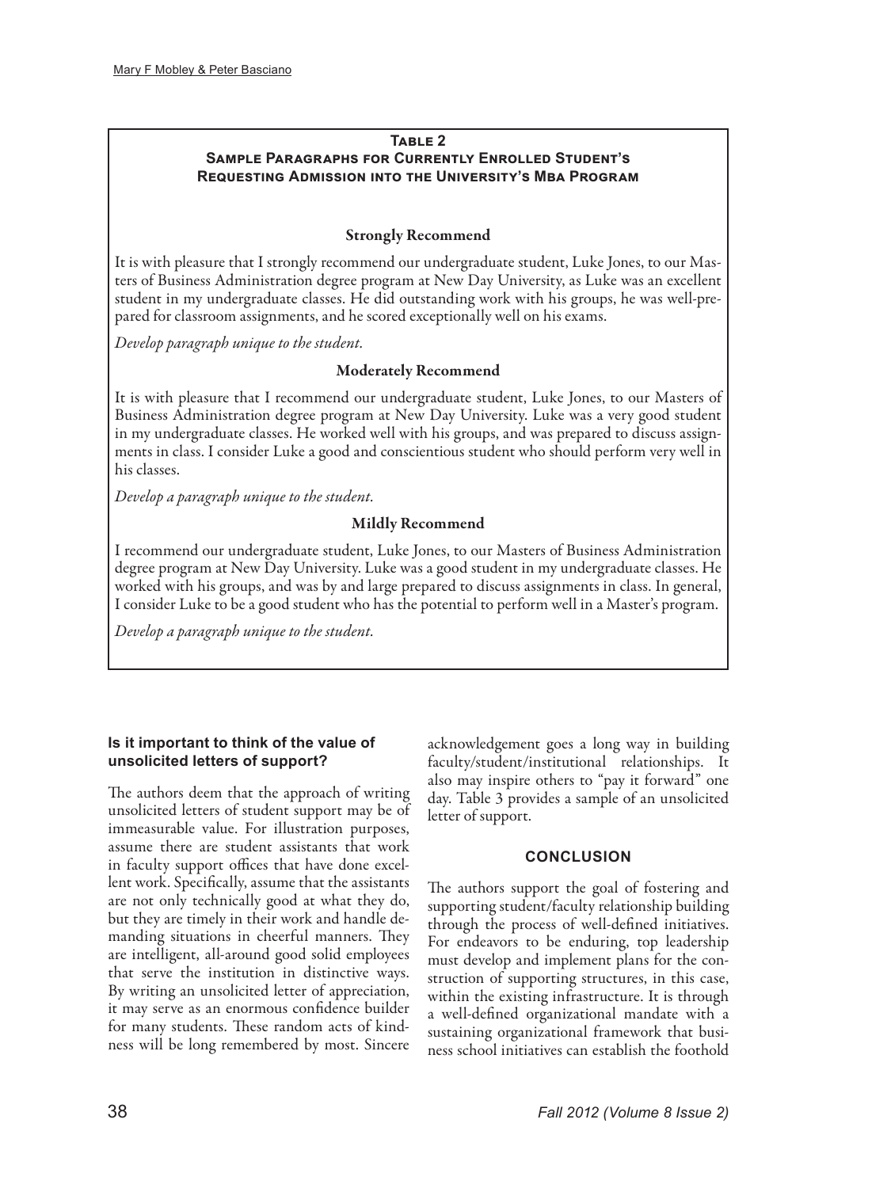**Table 2**
**Sample Paragraphs for Currently Enrolled Student's Requesting Admission into the University's Mba Program**

**Strongly Recommend**

It is with pleasure that I strongly recommend our undergraduate student, Luke Jones, to our Masters of Business Administration degree program at New Day University, as Luke was an excellent student in my undergraduate classes. He did outstanding work with his groups, he was well-prepared for classroom assignments, and he scored exceptionally well on his exams.

*Develop paragraph unique to the student.*

**Moderately Recommend**

It is with pleasure that I recommend our undergraduate student, Luke Jones, to our Masters of Business Administration degree program at New Day University. Luke was a very good student in my undergraduate classes. He worked well with his groups, and was prepared to discuss assignments in class. I consider Luke a good and conscientious student who should perform very well in his classes.

*Develop a paragraph unique to the student.*

**Mildly Recommend**

I recommend our undergraduate student, Luke Jones, to our Masters of Business Administration degree program at New Day University. Luke was a good student in my undergraduate classes. He worked with his groups, and was by and large prepared to discuss assignments in class. In general, I consider Luke to be a good student who has the potential to perform well in a Master's program.

*Develop a paragraph unique to the student.*

### Is it important to think of the value of unsolicited letters of support?

The authors deem that the approach of writing unsolicited letters of student support may be of immeasurable value. For illustration purposes, assume there are student assistants that work in faculty support offices that have done excellent work. Specifically, assume that the assistants are not only technically good at what they do, but they are timely in their work and handle demanding situations in cheerful manners. They are intelligent, all-around good solid employees that serve the institution in distinctive ways. By writing an unsolicited letter of appreciation, it may serve as an enormous confidence builder for many students. These random acts of kindness will be long remembered by most. Sincere acknowledgement goes a long way in building faculty/student/institutional relationships. It also may inspire others to "pay it forward" one day. Table 3 provides a sample of an unsolicited letter of support.

## CONCLUSION

The authors support the goal of fostering and supporting student/faculty relationship building through the process of well-defined initiatives. For endeavors to be enduring, top leadership must develop and implement plans for the construction of supporting structures, in this case, within the existing infrastructure. It is through a well-defined organizational mandate with a sustaining organizational framework that business school initiatives can establish the foothold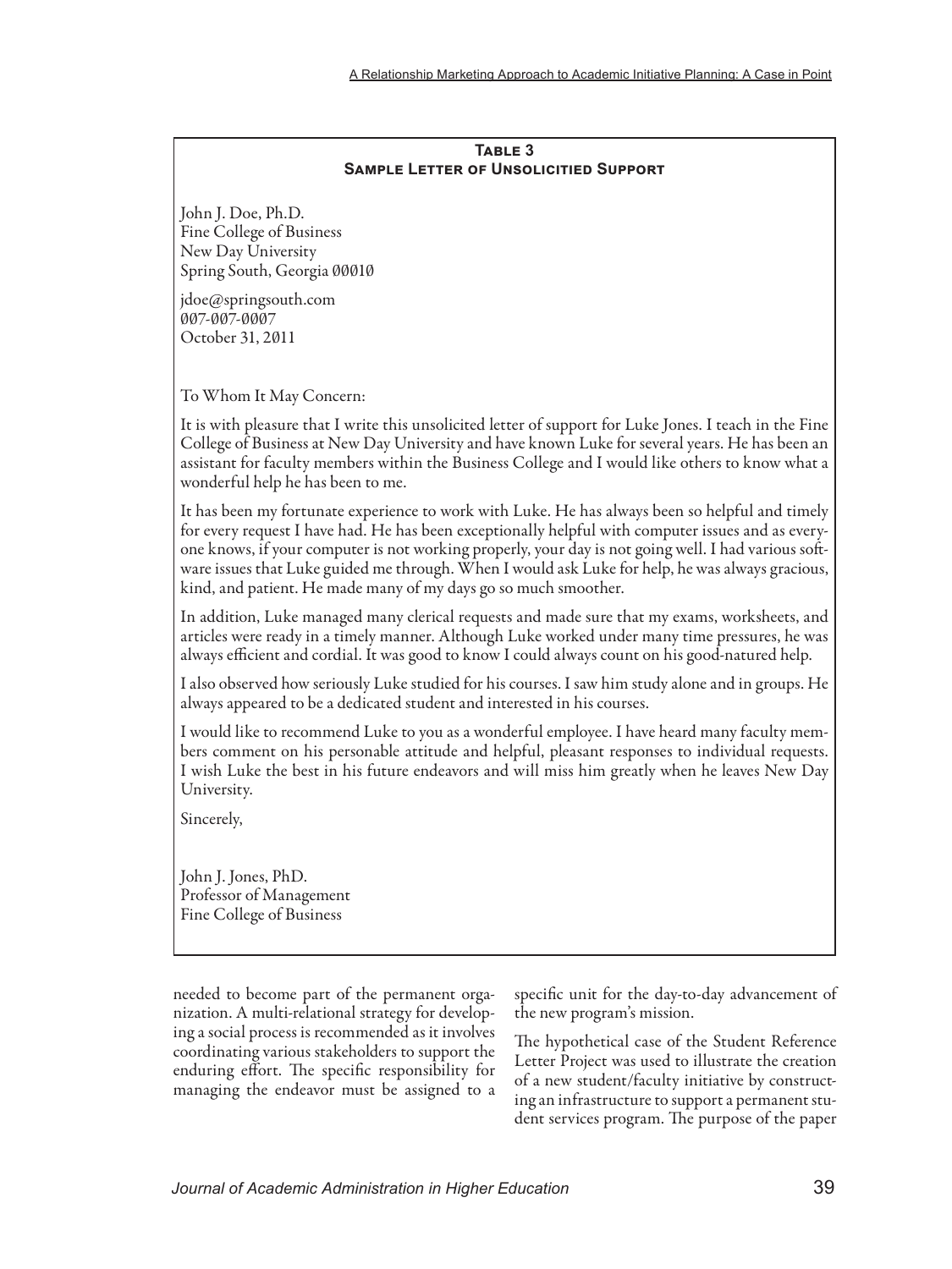**Table 3**
**Sample Letter of Unsolicitied Support**

John J. Doe, Ph.D.
Fine College of Business
New Day University
Spring South, Georgia 00010

jdoe@springsouth.com
007-007-0007
October 31, 2011

To Whom It May Concern:

It is with pleasure that I write this unsolicited letter of support for Luke Jones. I teach in the Fine College of Business at New Day University and have known Luke for several years. He has been an assistant for faculty members within the Business College and I would like others to know what a wonderful help he has been to me.

It has been my fortunate experience to work with Luke. He has always been so helpful and timely for every request I have had. He has been exceptionally helpful with computer issues and as everyone knows, if your computer is not working properly, your day is not going well. I had various software issues that Luke guided me through. When I would ask Luke for help, he was always gracious, kind, and patient. He made many of my days go so much smoother.

In addition, Luke managed many clerical requests and made sure that my exams, worksheets, and articles were ready in a timely manner. Although Luke worked under many time pressures, he was always efficient and cordial. It was good to know I could always count on his good-natured help.

I also observed how seriously Luke studied for his courses. I saw him study alone and in groups. He always appeared to be a dedicated student and interested in his courses.

I would like to recommend Luke to you as a wonderful employee. I have heard many faculty members comment on his personable attitude and helpful, pleasant responses to individual requests. I wish Luke the best in his future endeavors and will miss him greatly when he leaves New Day University.

Sincerely,

John J. Jones, PhD.
Professor of Management
Fine College of Business

needed to become part of the permanent organization. A multi-relational strategy for developing a social process is recommended as it involves coordinating various stakeholders to support the enduring effort. The specific responsibility for managing the endeavor must be assigned to a specific unit for the day-to-day advancement of the new program's mission.

The hypothetical case of the Student Reference Letter Project was used to illustrate the creation of a new student/faculty initiative by constructing an infrastructure to support a permanent student services program. The purpose of the paper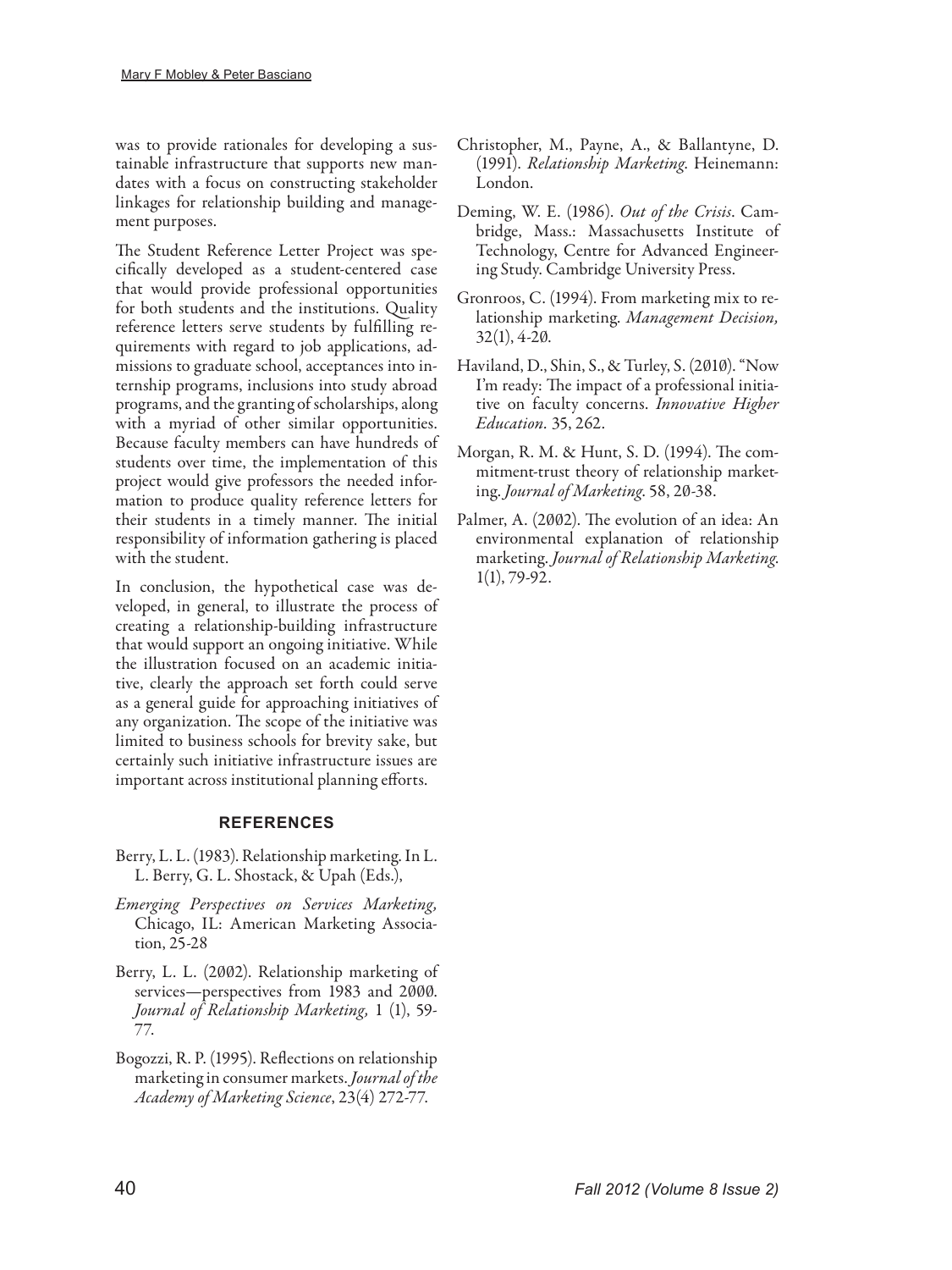was to provide rationales for developing a sustainable infrastructure that supports new mandates with a focus on constructing stakeholder linkages for relationship building and management purposes.

The Student Reference Letter Project was specifically developed as a student-centered case that would provide professional opportunities for both students and the institutions. Quality reference letters serve students by fulfilling requirements with regard to job applications, admissions to graduate school, acceptances into internship programs, inclusions into study abroad programs, and the granting of scholarships, along with a myriad of other similar opportunities. Because faculty members can have hundreds of students over time, the implementation of this project would give professors the needed information to produce quality reference letters for their students in a timely manner. The initial responsibility of information gathering is placed with the student.

In conclusion, the hypothetical case was developed, in general, to illustrate the process of creating a relationship-building infrastructure that would support an ongoing initiative. While the illustration focused on an academic initiative, clearly the approach set forth could serve as a general guide for approaching initiatives of any organization. The scope of the initiative was limited to business schools for brevity sake, but certainly such initiative infrastructure issues are important across institutional planning efforts.

## REFERENCES

Berry, L. L. (1983). Relationship marketing. In L. L. Berry, G. L. Shostack, & Upah (Eds.),

*Emerging Perspectives on Services Marketing,* Chicago, IL: American Marketing Association, 25-28

Berry, L. L. (2002). Relationship marketing of services—perspectives from 1983 and 2000. *Journal of Relationship Marketing,* 1 (1), 59-77.

Bogozzi, R. P. (1995). Reflections on relationship marketing in consumer markets. *Journal of the Academy of Marketing Science*, 23(4) 272-77.

Christopher, M., Payne, A., & Ballantyne, D. (1991). *Relationship Marketing*. Heinemann: London.

Deming, W. E. (1986). *Out of the Crisis*. Cambridge, Mass.: Massachusetts Institute of Technology, Centre for Advanced Engineering Study. Cambridge University Press.

Gronroos, C. (1994). From marketing mix to relationship marketing. *Management Decision,* 32(1), 4-20.

Haviland, D., Shin, S., & Turley, S. (2010). "Now I'm ready: The impact of a professional initiative on faculty concerns. *Innovative Higher Education*. 35, 262.

Morgan, R. M. & Hunt, S. D. (1994). The commitment-trust theory of relationship marketing. *Journal of Marketing*. 58, 20-38.

Palmer, A. (2002). The evolution of an idea: An environmental explanation of relationship marketing. *Journal of Relationship Marketing*. 1(1), 79-92.